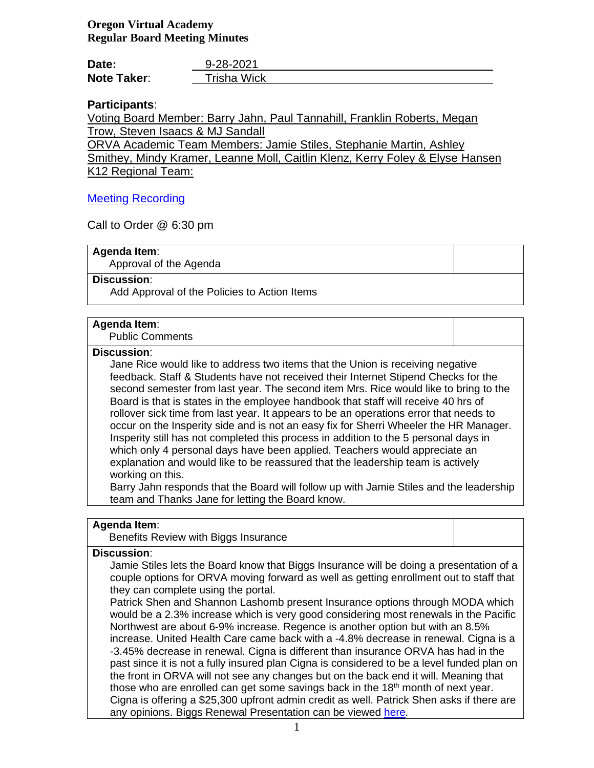**Oregon Virtual Academy**
**Regular Board Meeting Minutes**

**Date:** 9-28-2021
**Note Taker**: Trisha Wick

**Participants**:
Voting Board Member: Barry Jahn, Paul Tannahill, Franklin Roberts, Megan Trow, Steven Isaacs & MJ Sandall
ORVA Academic Team Members: Jamie Stiles, Stephanie Martin, Ashley Smithey, Mindy Kramer, Leanne Moll, Caitlin Klenz, Kerry Foley & Elyse Hansen
K12 Regional Team:

Meeting Recording

Call to Order @ 6:30 pm

| **Agenda Item**: Approval of the Agenda | |
|---|---|
| **Discussion**: Add Approval of the Policies to Action Items | |

| **Agenda Item**: Public Comments | |
|---|---|
| **Discussion**: Jane Rice would like to address two items that the Union is receiving negative feedback. Staff & Students have not received their Internet Stipend Checks for the second semester from last year. The second item Mrs. Rice would like to bring to the Board is that is states in the employee handbook that staff will receive 40 hrs of rollover sick time from last year. It appears to be an operations error that needs to occur on the Insperity side and is not an easy fix for Sherri Wheeler the HR Manager. Insperity still has not completed this process in addition to the 5 personal days in which only 4 personal days have been applied. Teachers would appreciate an explanation and would like to be reassured that the leadership team is actively working on this. Barry Jahn responds that the Board will follow up with Jamie Stiles and the leadership team and Thanks Jane for letting the Board know. | |

| **Agenda Item**: Benefits Review with Biggs Insurance | |
|---|---|
| **Discussion**: Jamie Stiles lets the Board know that Biggs Insurance will be doing a presentation of a couple options for ORVA moving forward as well as getting enrollment out to staff that they can complete using the portal. Patrick Shen and Shannon Lashomb present Insurance options through MODA which would be a 2.3% increase which is very good considering most renewals in the Pacific Northwest are about 6-9% increase. Regence is another option but with an 8.5% increase. United Health Care came back with a -4.8% decrease in renewal. Cigna is a -3.45% decrease in renewal. Cigna is different than insurance ORVA has had in the past since it is not a fully insured plan Cigna is considered to be a level funded plan on the front in ORVA will not see any changes but on the back end it will. Meaning that those who are enrolled can get some savings back in the 18th month of next year. Cigna is offering a $25,300 upfront admin credit as well. Patrick Shen asks if there are any opinions. Biggs Renewal Presentation can be viewed here. | |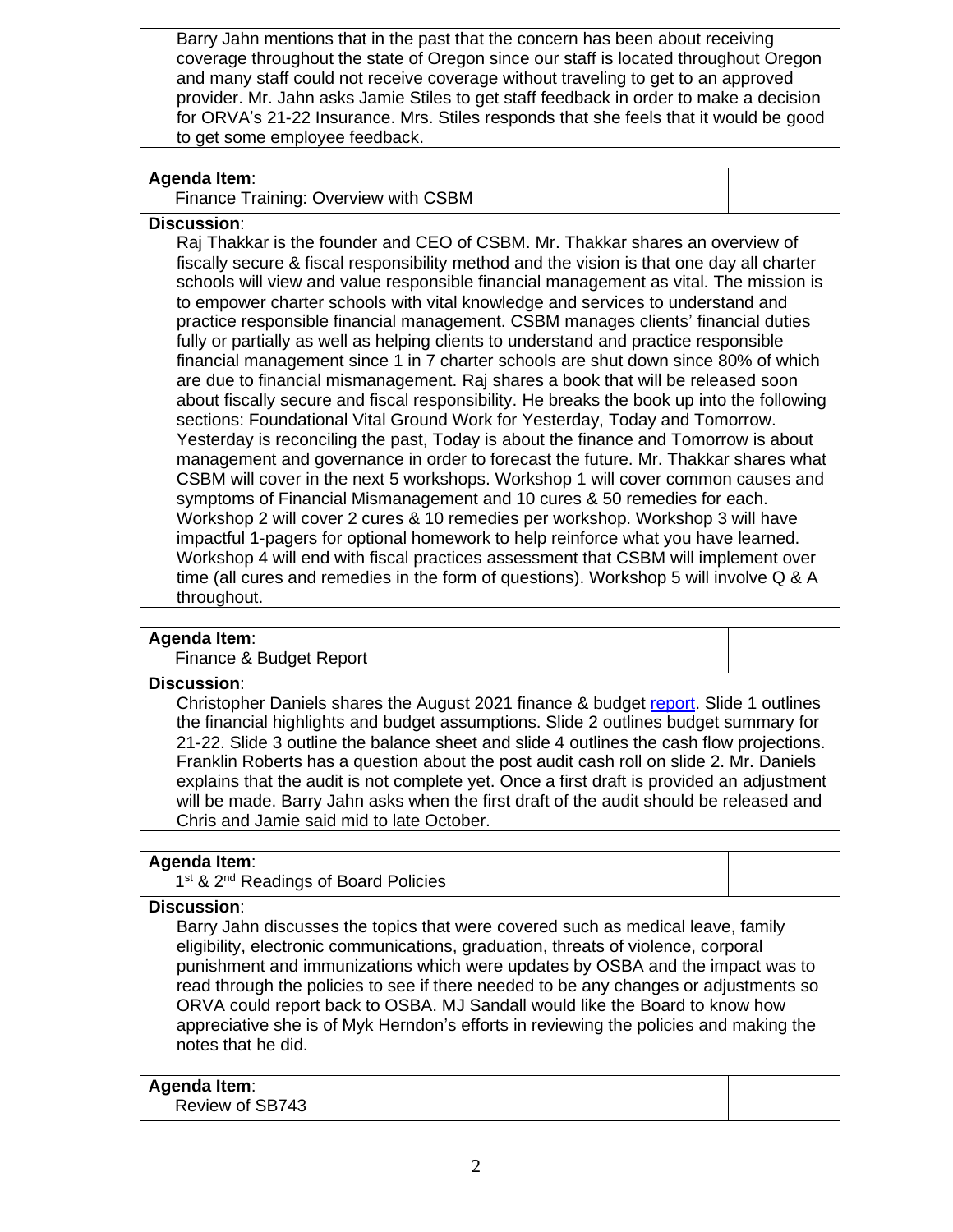Barry Jahn mentions that in the past that the concern has been about receiving coverage throughout the state of Oregon since our staff is located throughout Oregon and many staff could not receive coverage without traveling to get to an approved provider. Mr. Jahn asks Jamie Stiles to get staff feedback in order to make a decision for ORVA's 21-22 Insurance. Mrs. Stiles responds that she feels that it would be good to get some employee feedback.

| **Agenda Item**: Finance Training: Overview with CSBM | |
|---|---|
| **Discussion**: Raj Thakkar is the founder and CEO of CSBM. Mr. Thakkar shares an overview of fiscally secure & fiscal responsibility method and the vision is that one day all charter schools will view and value responsible financial management as vital. The mission is to empower charter schools with vital knowledge and services to understand and practice responsible financial management. CSBM manages clients' financial duties fully or partially as well as helping clients to understand and practice responsible financial management since 1 in 7 charter schools are shut down since 80% of which are due to financial mismanagement. Raj shares a book that will be released soon about fiscally secure and fiscal responsibility. He breaks the book up into the following sections: Foundational Vital Ground Work for Yesterday, Today and Tomorrow. Yesterday is reconciling the past, Today is about the finance and Tomorrow is about management and governance in order to forecast the future. Mr. Thakkar shares what CSBM will cover in the next 5 workshops. Workshop 1 will cover common causes and symptoms of Financial Mismanagement and 10 cures & 50 remedies for each. Workshop 2 will cover 2 cures & 10 remedies per workshop. Workshop 3 will have impactful 1-pagers for optional homework to help reinforce what you have learned. Workshop 4 will end with fiscal practices assessment that CSBM will implement over time (all cures and remedies in the form of questions). Workshop 5 will involve Q & A throughout. | |

| **Agenda Item**: Finance & Budget Report | |
|---|---|
| **Discussion**: Christopher Daniels shares the August 2021 finance & budget report. Slide 1 outlines the financial highlights and budget assumptions. Slide 2 outlines budget summary for 21-22. Slide 3 outline the balance sheet and slide 4 outlines the cash flow projections. Franklin Roberts has a question about the post audit cash roll on slide 2. Mr. Daniels explains that the audit is not complete yet. Once a first draft is provided an adjustment will be made. Barry Jahn asks when the first draft of the audit should be released and Chris and Jamie said mid to late October. | |

| **Agenda Item**: 1st & 2nd Readings of Board Policies | |
|---|---|
| **Discussion**: Barry Jahn discusses the topics that were covered such as medical leave, family eligibility, electronic communications, graduation, threats of violence, corporal punishment and immunizations which were updates by OSBA and the impact was to read through the policies to see if there needed to be any changes or adjustments so ORVA could report back to OSBA. MJ Sandall would like the Board to know how appreciative she is of Myk Herndon's efforts in reviewing the policies and making the notes that he did. | |

| **Agenda Item**: Review of SB743 | |
|---|---|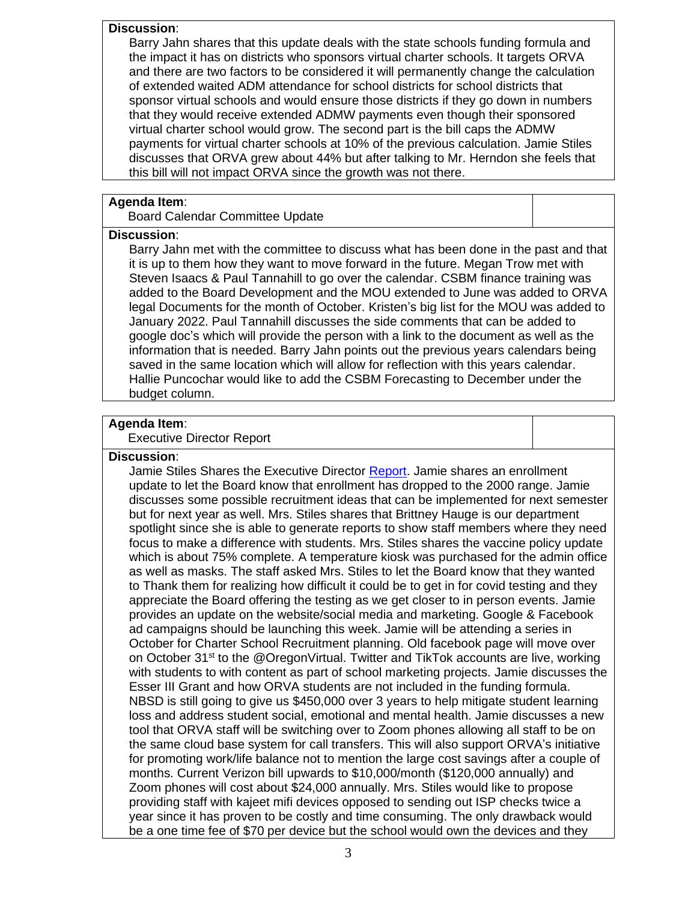**Discussion**:

Barry Jahn shares that this update deals with the state schools funding formula and the impact it has on districts who sponsors virtual charter schools. It targets ORVA and there are two factors to be considered it will permanently change the calculation of extended waited ADM attendance for school districts for school districts that sponsor virtual schools and would ensure those districts if they go down in numbers that they would receive extended ADMW payments even though their sponsored virtual charter school would grow. The second part is the bill caps the ADMW payments for virtual charter schools at 10% of the previous calculation. Jamie Stiles discusses that ORVA grew about 44% but after talking to Mr. Herndon she feels that this bill will not impact ORVA since the growth was not there.

**Agenda Item**:

Board Calendar Committee Update

**Discussion**:

Barry Jahn met with the committee to discuss what has been done in the past and that it is up to them how they want to move forward in the future. Megan Trow met with Steven Isaacs & Paul Tannahill to go over the calendar. CSBM finance training was added to the Board Development and the MOU extended to June was added to ORVA legal Documents for the month of October. Kristen's big list for the MOU was added to January 2022. Paul Tannahill discusses the side comments that can be added to google doc's which will provide the person with a link to the document as well as the information that is needed. Barry Jahn points out the previous years calendars being saved in the same location which will allow for reflection with this years calendar. Hallie Puncochar would like to add the CSBM Forecasting to December under the budget column.

**Agenda Item**:

Executive Director Report

**Discussion**:

Jamie Stiles Shares the Executive Director Report. Jamie shares an enrollment update to let the Board know that enrollment has dropped to the 2000 range. Jamie discusses some possible recruitment ideas that can be implemented for next semester but for next year as well. Mrs. Stiles shares that Brittney Hauge is our department spotlight since she is able to generate reports to show staff members where they need focus to make a difference with students. Mrs. Stiles shares the vaccine policy update which is about 75% complete. A temperature kiosk was purchased for the admin office as well as masks. The staff asked Mrs. Stiles to let the Board know that they wanted to Thank them for realizing how difficult it could be to get in for covid testing and they appreciate the Board offering the testing as we get closer to in person events. Jamie provides an update on the website/social media and marketing. Google & Facebook ad campaigns should be launching this week. Jamie will be attending a series in October for Charter School Recruitment planning. Old facebook page will move over on October 31st to the @OregonVirtual. Twitter and TikTok accounts are live, working with students to with content as part of school marketing projects. Jamie discusses the Esser III Grant and how ORVA students are not included in the funding formula. NBSD is still going to give us $450,000 over 3 years to help mitigate student learning loss and address student social, emotional and mental health. Jamie discusses a new tool that ORVA staff will be switching over to Zoom phones allowing all staff to be on the same cloud base system for call transfers. This will also support ORVA's initiative for promoting work/life balance not to mention the large cost savings after a couple of months. Current Verizon bill upwards to $10,000/month ($120,000 annually) and Zoom phones will cost about $24,000 annually. Mrs. Stiles would like to propose providing staff with kajeet mifi devices opposed to sending out ISP checks twice a year since it has proven to be costly and time consuming. The only drawback would be a one time fee of $70 per device but the school would own the devices and they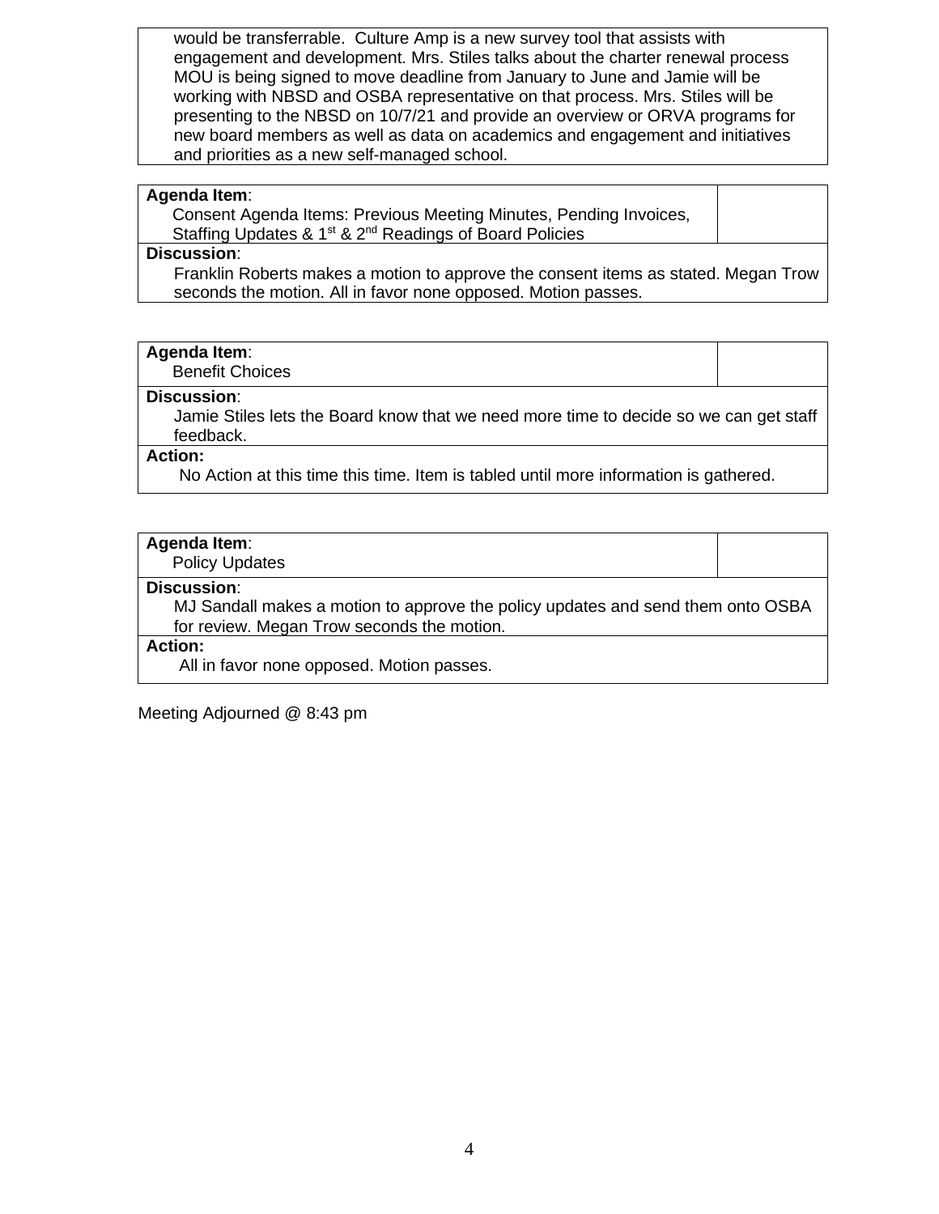would be transferrable. Culture Amp is a new survey tool that assists with engagement and development. Mrs. Stiles talks about the charter renewal process MOU is being signed to move deadline from January to June and Jamie will be working with NBSD and OSBA representative on that process. Mrs. Stiles will be presenting to the NBSD on 10/7/21 and provide an overview or ORVA programs for new board members as well as data on academics and engagement and initiatives and priorities as a new self-managed school.

| **Agenda Item**: Consent Agenda Items: Previous Meeting Minutes, Pending Invoices, Staffing Updates & 1st & 2nd Readings of Board Policies | |
|---|---|
| **Discussion**: Franklin Roberts makes a motion to approve the consent items as stated. Megan Trow seconds the motion. All in favor none opposed. Motion passes. | |

| **Agenda Item**: Benefit Choices | |
|---|---|
| **Discussion**: Jamie Stiles lets the Board know that we need more time to decide so we can get staff feedback. | |
| **Action:** No Action at this time this time. Item is tabled until more information is gathered. | |

| **Agenda Item**: Policy Updates | |
|---|---|
| **Discussion**: MJ Sandall makes a motion to approve the policy updates and send them onto OSBA for review. Megan Trow seconds the motion. | |
| **Action:** All in favor none opposed. Motion passes. | |

Meeting Adjourned @ 8:43 pm